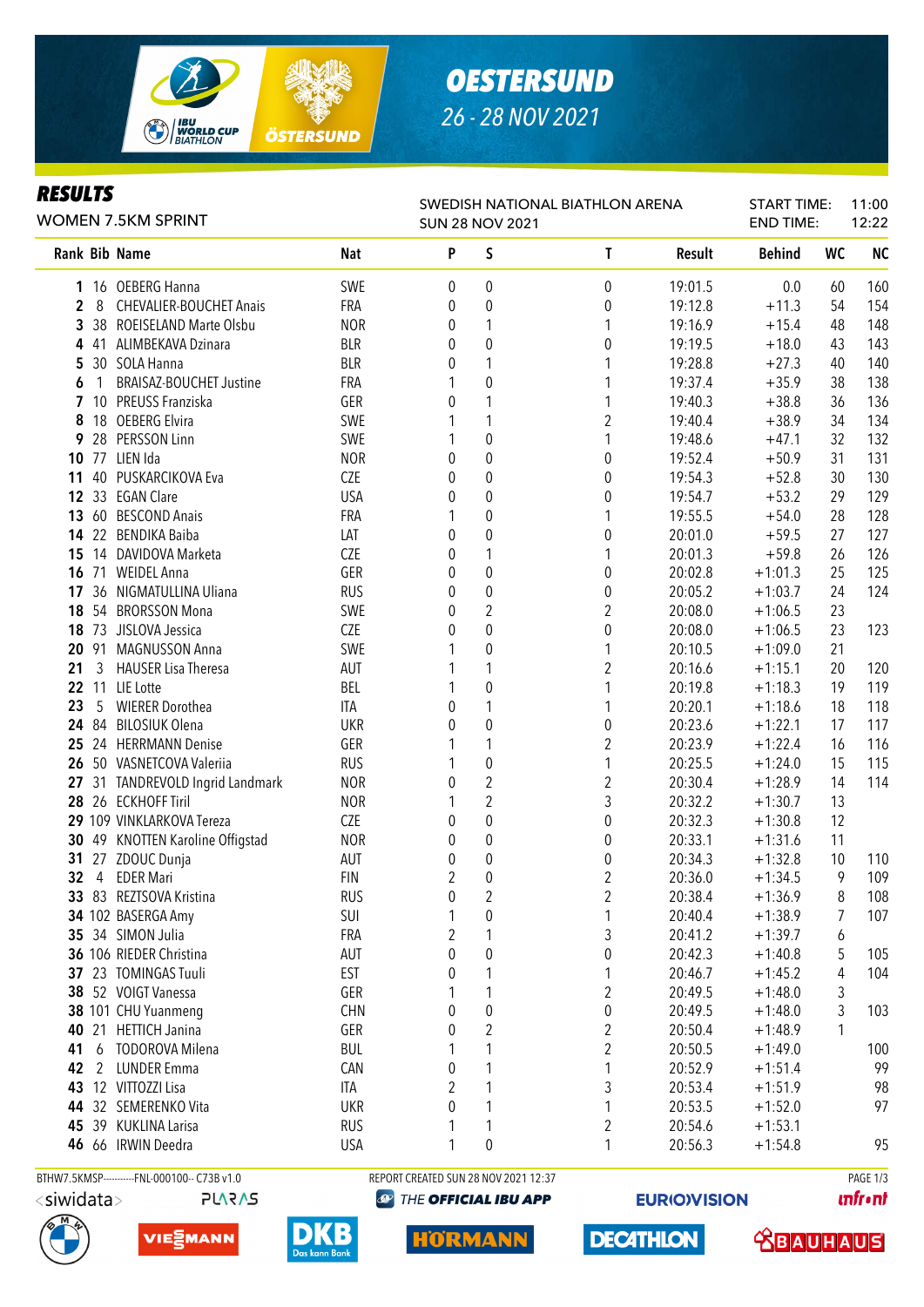# OESTERSUND

26 - 28 NOV 2021

## RESULTS

WOMEN 7.5KM SPRINT

SWEDISH NATIONAL BIATHLON ARENA
SUN 28 NOV 2021

START TIME: 11:00
END TIME: 12:22

| Rank | Bib | Name | Nat | P | S | T | Result | Behind | WC | NC |
|---|---|---|---|---|---|---|---|---|---|---|
| 1 | 16 | OEBERG Hanna | SWE | 0 | 0 | 0 | 19:01.5 | 0.0 | 60 | 160 |
| 2 | 8 | CHEVALIER-BOUCHET Anais | FRA | 0 | 0 | 0 | 19:12.8 | +11.3 | 54 | 154 |
| 3 | 38 | ROEISELAND Marte Olsbu | NOR | 0 | 1 | 1 | 19:16.9 | +15.4 | 48 | 148 |
| 4 | 41 | ALIMBEKAVA Dzinara | BLR | 0 | 0 | 0 | 19:19.5 | +18.0 | 43 | 143 |
| 5 | 30 | SOLA Hanna | BLR | 0 | 1 | 1 | 19:28.8 | +27.3 | 40 | 140 |
| 6 | 1 | BRAISAZ-BOUCHET Justine | FRA | 1 | 0 | 1 | 19:37.4 | +35.9 | 38 | 138 |
| 7 | 10 | PREUSS Franziska | GER | 0 | 1 | 1 | 19:40.3 | +38.8 | 36 | 136 |
| 8 | 18 | OEBERG Elvira | SWE | 1 | 1 | 2 | 19:40.4 | +38.9 | 34 | 134 |
| 9 | 28 | PERSSON Linn | SWE | 1 | 0 | 1 | 19:48.6 | +47.1 | 32 | 132 |
| 10 | 77 | LIEN Ida | NOR | 0 | 0 | 0 | 19:52.4 | +50.9 | 31 | 131 |
| 11 | 40 | PUSKARCIKOVA Eva | CZE | 0 | 0 | 0 | 19:54.3 | +52.8 | 30 | 130 |
| 12 | 33 | EGAN Clare | USA | 0 | 0 | 0 | 19:54.7 | +53.2 | 29 | 129 |
| 13 | 60 | BESCOND Anais | FRA | 1 | 0 | 1 | 19:55.5 | +54.0 | 28 | 128 |
| 14 | 22 | BENDIKA Baiba | LAT | 0 | 0 | 0 | 20:01.0 | +59.5 | 27 | 127 |
| 15 | 14 | DAVIDOVA Marketa | CZE | 0 | 1 | 1 | 20:01.3 | +59.8 | 26 | 126 |
| 16 | 71 | WEIDEL Anna | GER | 0 | 0 | 0 | 20:02.8 | +1:01.3 | 25 | 125 |
| 17 | 36 | NIGMATULLINA Uliana | RUS | 0 | 0 | 0 | 20:05.2 | +1:03.7 | 24 | 124 |
| 18 | 54 | BRORSSON Mona | SWE | 0 | 2 | 2 | 20:08.0 | +1:06.5 | 23 | |
| 18 | 73 | JISLOVA Jessica | CZE | 0 | 0 | 0 | 20:08.0 | +1:06.5 | 23 | 123 |
| 20 | 91 | MAGNUSSON Anna | SWE | 1 | 0 | 1 | 20:10.5 | +1:09.0 | 21 | |
| 21 | 3 | HAUSER Lisa Theresa | AUT | 1 | 1 | 2 | 20:16.6 | +1:15.1 | 20 | 120 |
| 22 | 11 | LIE Lotte | BEL | 1 | 0 | 1 | 20:19.8 | +1:18.3 | 19 | 119 |
| 23 | 5 | WIERER Dorothea | ITA | 0 | 1 | 1 | 20:20.1 | +1:18.6 | 18 | 118 |
| 24 | 84 | BILOSIUK Olena | UKR | 0 | 0 | 0 | 20:23.6 | +1:22.1 | 17 | 117 |
| 25 | 24 | HERRMANN Denise | GER | 1 | 1 | 2 | 20:23.9 | +1:22.4 | 16 | 116 |
| 26 | 50 | VASNETCOVA Valeriia | RUS | 1 | 0 | 1 | 20:25.5 | +1:24.0 | 15 | 115 |
| 27 | 31 | TANDREVOLD Ingrid Landmark | NOR | 0 | 2 | 2 | 20:30.4 | +1:28.9 | 14 | 114 |
| 28 | 26 | ECKHOFF Tiril | NOR | 1 | 2 | 3 | 20:32.2 | +1:30.7 | 13 | |
| 29 | 109 | VINKLARKOVA Tereza | CZE | 0 | 0 | 0 | 20:32.3 | +1:30.8 | 12 | |
| 30 | 49 | KNOTTEN Karoline Offigstad | NOR | 0 | 0 | 0 | 20:33.1 | +1:31.6 | 11 | |
| 31 | 27 | ZDOUC Dunja | AUT | 0 | 0 | 0 | 20:34.3 | +1:32.8 | 10 | 110 |
| 32 | 4 | EDER Mari | FIN | 2 | 0 | 2 | 20:36.0 | +1:34.5 | 9 | 109 |
| 33 | 83 | REZTSOVA Kristina | RUS | 0 | 2 | 2 | 20:38.4 | +1:36.9 | 8 | 108 |
| 34 | 102 | BASERGA Amy | SUI | 1 | 0 | 1 | 20:40.4 | +1:38.9 | 7 | 107 |
| 35 | 34 | SIMON Julia | FRA | 2 | 1 | 3 | 20:41.2 | +1:39.7 | 6 | |
| 36 | 106 | RIEDER Christina | AUT | 0 | 0 | 0 | 20:42.3 | +1:40.8 | 5 | 105 |
| 37 | 23 | TOMINGAS Tuuli | EST | 0 | 1 | 1 | 20:46.7 | +1:45.2 | 4 | 104 |
| 38 | 52 | VOIGT Vanessa | GER | 1 | 1 | 2 | 20:49.5 | +1:48.0 | 3 | |
| 38 | 101 | CHU Yuanmeng | CHN | 0 | 0 | 0 | 20:49.5 | +1:48.0 | 3 | 103 |
| 40 | 21 | HETTICH Janina | GER | 0 | 2 | 2 | 20:50.4 | +1:48.9 | 1 | |
| 41 | 6 | TODOROVA Milena | BUL | 1 | 1 | 2 | 20:50.5 | +1:49.0 | | 100 |
| 42 | 2 | LUNDER Emma | CAN | 0 | 1 | 1 | 20:52.9 | +1:51.4 | | 99 |
| 43 | 12 | VITTOZZI Lisa | ITA | 2 | 1 | 3 | 20:53.4 | +1:51.9 | | 98 |
| 44 | 32 | SEMERENKO Vita | UKR | 0 | 1 | 1 | 20:53.5 | +1:52.0 | | 97 |
| 45 | 39 | KUKLINA Larisa | RUS | 1 | 1 | 2 | 20:54.6 | +1:53.1 | | |
| 46 | 66 | IRWIN Deedra | USA | 1 | 0 | 1 | 20:56.3 | +1:54.8 | | 95 |

BTHW7.5KMSP----------FNL-000100-- C73B v1.0 REPORT CREATED SUN 28 NOV 2021 12:37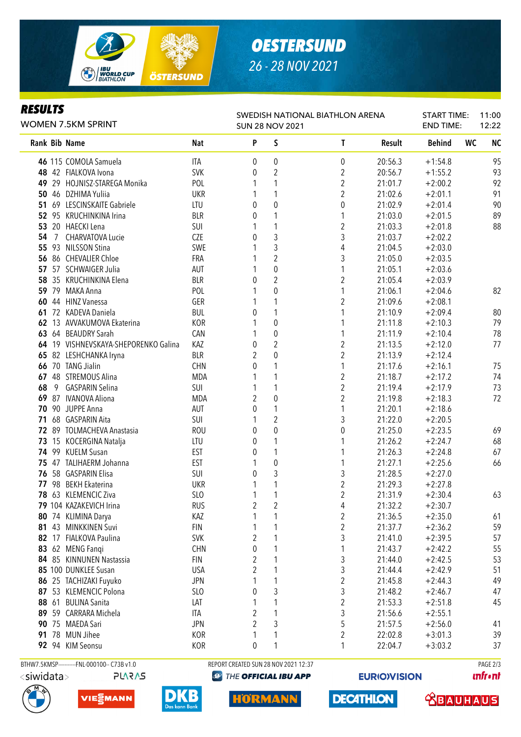## RESULTS

WOMEN 7.5KM SPRINT

SWEDISH NATIONAL BIATHLON ARENA
SUN 28 NOV 2021

START TIME: 11:00
END TIME: 12:22

| Rank | Bib | Name | Nat | P | S | T | Result | Behind | WC | NC |
|---|---|---|---|---|---|---|---|---|---|---|
| 46 | 115 | COMOLA Samuela | ITA | 0 | 0 | 0 | 20:56.3 | +1:54.8 | | 95 |
| 48 | 42 | FIALKOVA Ivona | SVK | 0 | 2 | 2 | 20:56.7 | +1:55.2 | | 93 |
| 49 | 29 | HOJNISZ-STAREGA Monika | POL | 1 | 1 | 2 | 21:01.7 | +2:00.2 | | 92 |
| 50 | 46 | DZHIMA Yuliia | UKR | 1 | 1 | 2 | 21:02.6 | +2:01.1 | | 91 |
| 51 | 69 | LESCINSKAITE Gabriele | LTU | 0 | 0 | 0 | 21:02.9 | +2:01.4 | | 90 |
| 52 | 95 | KRUCHINKINA Irina | BLR | 0 | 1 | 1 | 21:03.0 | +2:01.5 | | 89 |
| 53 | 20 | HAECKI Lena | SUI | 1 | 1 | 2 | 21:03.3 | +2:01.8 | | 88 |
| 54 | 7 | CHARVATOVA Lucie | CZE | 0 | 3 | 3 | 21:03.7 | +2:02.2 | | |
| 55 | 93 | NILSSON Stina | SWE | 1 | 3 | 4 | 21:04.5 | +2:03.0 | | |
| 56 | 86 | CHEVALIER Chloe | FRA | 1 | 2 | 3 | 21:05.0 | +2:03.5 | | |
| 57 | 57 | SCHWAIGER Julia | AUT | 1 | 0 | 1 | 21:05.1 | +2:03.6 | | |
| 58 | 35 | KRUCHINKINA Elena | BLR | 0 | 2 | 2 | 21:05.4 | +2:03.9 | | |
| 59 | 79 | MAKA Anna | POL | 1 | 0 | 1 | 21:06.1 | +2:04.6 | | 82 |
| 60 | 44 | HINZ Vanessa | GER | 1 | 1 | 2 | 21:09.6 | +2:08.1 | | |
| 61 | 72 | KADEVA Daniela | BUL | 0 | 1 | 1 | 21:10.9 | +2:09.4 | | 80 |
| 62 | 13 | AVVAKUMOVA Ekaterina | KOR | 1 | 0 | 1 | 21:11.8 | +2:10.3 | | 79 |
| 63 | 64 | BEAUDRY Sarah | CAN | 1 | 0 | 1 | 21:11.9 | +2:10.4 | | 78 |
| 64 | 19 | VISHNEVSKAYA-SHEPORENKO Galina | KAZ | 0 | 2 | 2 | 21:13.5 | +2:12.0 | | 77 |
| 65 | 82 | LESHCHANKA Iryna | BLR | 2 | 0 | 2 | 21:13.9 | +2:12.4 | | |
| 66 | 70 | TANG Jialin | CHN | 0 | 1 | 1 | 21:17.6 | +2:16.1 | | 75 |
| 67 | 48 | STREMOUS Alina | MDA | 1 | 1 | 2 | 21:18.7 | +2:17.2 | | 74 |
| 68 | 9 | GASPARIN Selina | SUI | 1 | 1 | 2 | 21:19.4 | +2:17.9 | | 73 |
| 69 | 87 | IVANOVA Aliona | MDA | 2 | 0 | 2 | 21:19.8 | +2:18.3 | | 72 |
| 70 | 90 | JUPPE Anna | AUT | 0 | 1 | 1 | 21:20.1 | +2:18.6 | | |
| 71 | 68 | GASPARIN Aita | SUI | 1 | 2 | 3 | 21:22.0 | +2:20.5 | | |
| 72 | 89 | TOLMACHEVA Anastasia | ROU | 0 | 0 | 0 | 21:25.0 | +2:23.5 | | 69 |
| 73 | 15 | KOCERGINA Natalja | LTU | 0 | 1 | 1 | 21:26.2 | +2:24.7 | | 68 |
| 74 | 99 | KUELM Susan | EST | 0 | 1 | 1 | 21:26.3 | +2:24.8 | | 67 |
| 75 | 47 | TALIHAERM Johanna | EST | 1 | 0 | 1 | 21:27.1 | +2:25.6 | | 66 |
| 76 | 58 | GASPARIN Elisa | SUI | 0 | 3 | 3 | 21:28.5 | +2:27.0 | | |
| 77 | 98 | BEKH Ekaterina | UKR | 1 | 1 | 2 | 21:29.3 | +2:27.8 | | |
| 78 | 63 | KLEMENCIC Ziva | SLO | 1 | 1 | 2 | 21:31.9 | +2:30.4 | | 63 |
| 79 | 104 | KAZAKEVICH Irina | RUS | 2 | 2 | 4 | 21:32.2 | +2:30.7 | | |
| 80 | 74 | KLIMINA Darya | KAZ | 1 | 1 | 2 | 21:36.5 | +2:35.0 | | 61 |
| 81 | 43 | MINKKINEN Suvi | FIN | 1 | 1 | 2 | 21:37.7 | +2:36.2 | | 59 |
| 82 | 17 | FIALKOVA Paulina | SVK | 2 | 1 | 3 | 21:41.0 | +2:39.5 | | 57 |
| 83 | 62 | MENG Fanqi | CHN | 0 | 1 | 1 | 21:43.7 | +2:42.2 | | 55 |
| 84 | 85 | KINNUNEN Nastassia | FIN | 2 | 1 | 3 | 21:44.0 | +2:42.5 | | 53 |
| 85 | 100 | DUNKLEE Susan | USA | 2 | 1 | 3 | 21:44.4 | +2:42.9 | | 51 |
| 86 | 25 | TACHIZAKI Fuyuko | JPN | 1 | 1 | 2 | 21:45.8 | +2:44.3 | | 49 |
| 87 | 53 | KLEMENCIC Polona | SLO | 0 | 3 | 3 | 21:48.2 | +2:46.7 | | 47 |
| 88 | 61 | BULINA Sanita | LAT | 1 | 1 | 2 | 21:53.3 | +2:51.8 | | 45 |
| 89 | 59 | CARRARA Michela | ITA | 2 | 1 | 3 | 21:56.6 | +2:55.1 | | |
| 90 | 75 | MAEDA Sari | JPN | 2 | 3 | 5 | 21:57.5 | +2:56.0 | | 41 |
| 91 | 78 | MUN Jihee | KOR | 1 | 1 | 2 | 22:02.8 | +3:01.3 | | 39 |
| 92 | 94 | KIM Seonsu | KOR | 0 | 1 | 1 | 22:04.7 | +3:03.2 | | 37 |

BTHW7.5KMSP----------FNL-000100-- C73B v1.0 REPORT CREATED SUN 28 NOV 2021 12:37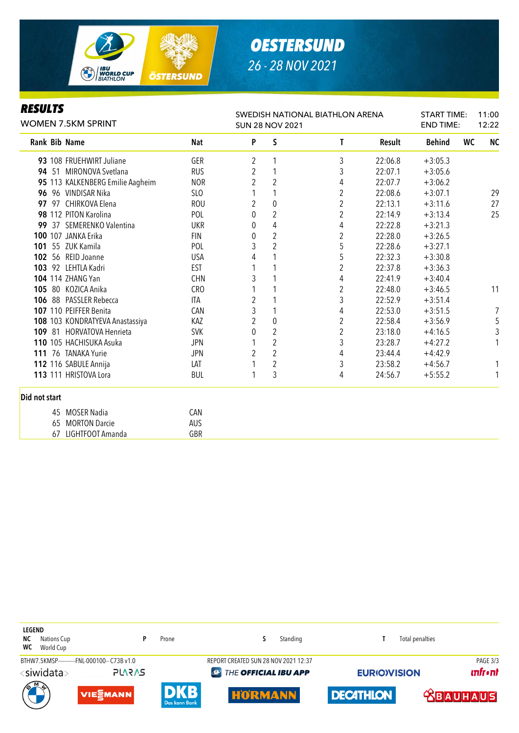# OESTERSUND

26 - 28 NOV 2021

## RESULTS

WOMEN 7.5KM SPRINT

SWEDISH NATIONAL BIATHLON ARENA
SUN 28 NOV 2021

START TIME: 11:00
END TIME: 12:22

| Rank | Bib | Name | Nat | P | S | T | Result | Behind | WC | NC |
|---|---|---|---|---|---|---|---|---|---|---|
| **93** | 108 | FRUEHWIRT Juliane | GER | 2 | 1 | 3 | 22:06.8 | +3:05.3 | | |
| **94** | 51 | MIRONOVA Svetlana | RUS | 2 | 1 | 3 | 22:07.1 | +3:05.6 | | |
| **95** | 113 | KALKENBERG Emilie Aagheim | NOR | 2 | 2 | 4 | 22:07.7 | +3:06.2 | | |
| **96** | 96 | VINDISAR Nika | SLO | 1 | 1 | 2 | 22:08.6 | +3:07.1 | | 29 |
| **97** | 97 | CHIRKOVA Elena | ROU | 2 | 0 | 2 | 22:13.1 | +3:11.6 | | 27 |
| **98** | 112 | PITON Karolina | POL | 0 | 2 | 2 | 22:14.9 | +3:13.4 | | 25 |
| **99** | 37 | SEMERENKO Valentina | UKR | 0 | 4 | 4 | 22:22.8 | +3:21.3 | | |
| **100** | 107 | JANKA Erika | FIN | 0 | 2 | 2 | 22:28.0 | +3:26.5 | | |
| **101** | 55 | ZUK Kamila | POL | 3 | 2 | 5 | 22:28.6 | +3:27.1 | | |
| **102** | 56 | REID Joanne | USA | 4 | 1 | 5 | 22:32.3 | +3:30.8 | | |
| **103** | 92 | LEHTLA Kadri | EST | 1 | 1 | 2 | 22:37.8 | +3:36.3 | | |
| **104** | 114 | ZHANG Yan | CHN | 3 | 1 | 4 | 22:41.9 | +3:40.4 | | |
| **105** | 80 | KOZICA Anika | CRO | 1 | 1 | 2 | 22:48.0 | +3:46.5 | | 11 |
| **106** | 88 | PASSLER Rebecca | ITA | 2 | 1 | 3 | 22:52.9 | +3:51.4 | | |
| **107** | 110 | PEIFFER Benita | CAN | 3 | 1 | 4 | 22:53.0 | +3:51.5 | | 7 |
| **108** | 103 | KONDRATYEVA Anastassiya | KAZ | 2 | 0 | 2 | 22:58.4 | +3:56.9 | | 5 |
| **109** | 81 | HORVATOVA Henrieta | SVK | 0 | 2 | 2 | 23:18.0 | +4:16.5 | | 3 |
| **110** | 105 | HACHISUKA Asuka | JPN | 1 | 2 | 3 | 23:28.7 | +4:27.2 | | 1 |
| **111** | 76 | TANAKA Yurie | JPN | 2 | 2 | 4 | 23:44.4 | +4:42.9 | | |
| **112** | 116 | SABULE Annija | LAT | 1 | 2 | 3 | 23:58.2 | +4:56.7 | | 1 |
| **113** | 111 | HRISTOVA Lora | BUL | 1 | 3 | 4 | 24:56.7 | +5:55.2 | | 1 |

### Did not start

| Bib | Name | Nat |
|---|---|---|
| 45 | MOSER Nadia | CAN |
| 65 | MORTON Darcie | AUS |
| 67 | LIGHTFOOT Amanda | GBR |

**LEGEND**
**NC** Nations Cup
**WC** World Cup
**P** Prone
**S** Standing
**T** Total penalties

BTHW7.5KMSP-----------FNL-000100-- C73B v1.0
REPORT CREATED SUN 28 NOV 2021 12:37